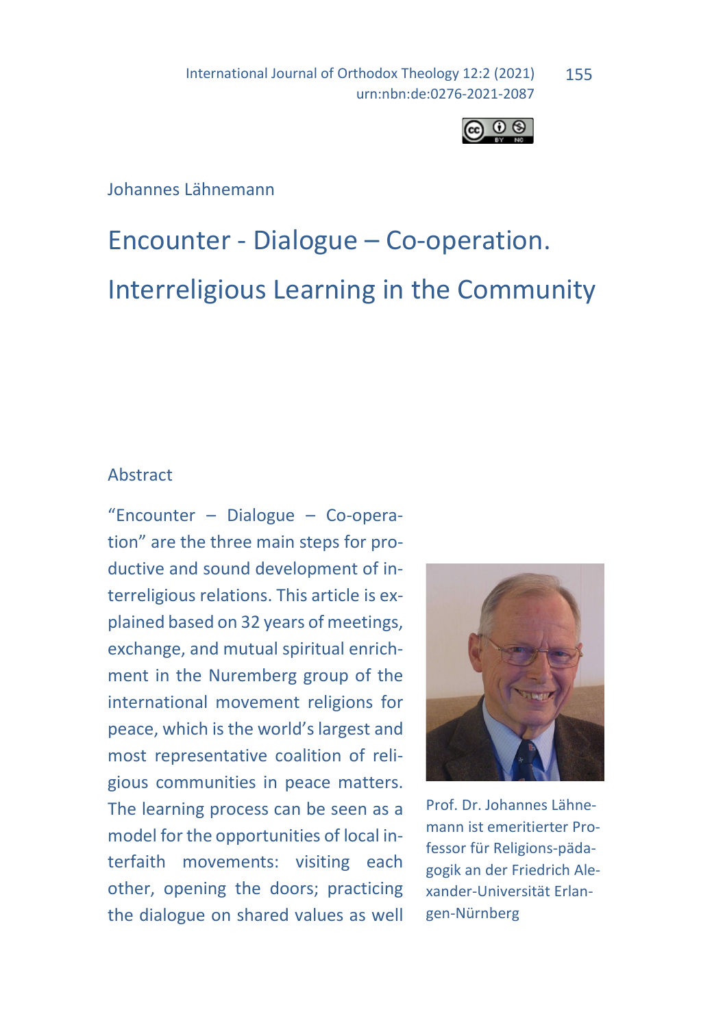Johannes Lähnemann

# Encounter - Dialogue – Co-operation. Interreligious Learning in the Community

## Abstract

"Encounter – Dialogue – Co-operation" are the three main steps for productive and sound development of interreligious relations. This article is explained based on 32 years of meetings, exchange, and mutual spiritual enrichment in the Nuremberg group of the international movement religions for peace, which is the world's largest and most representative coalition of religious communities in peace matters. The learning process can be seen as a model for the opportunities of local interfaith movements: visiting each other, opening the doors; practicing the dialogue on shared values as well

Prof. Dr. Johannes Lähnemann ist emeritierter Professor für Religions-pädagogik an der Friedrich Alexander-Universität Erlangen-Nürnberg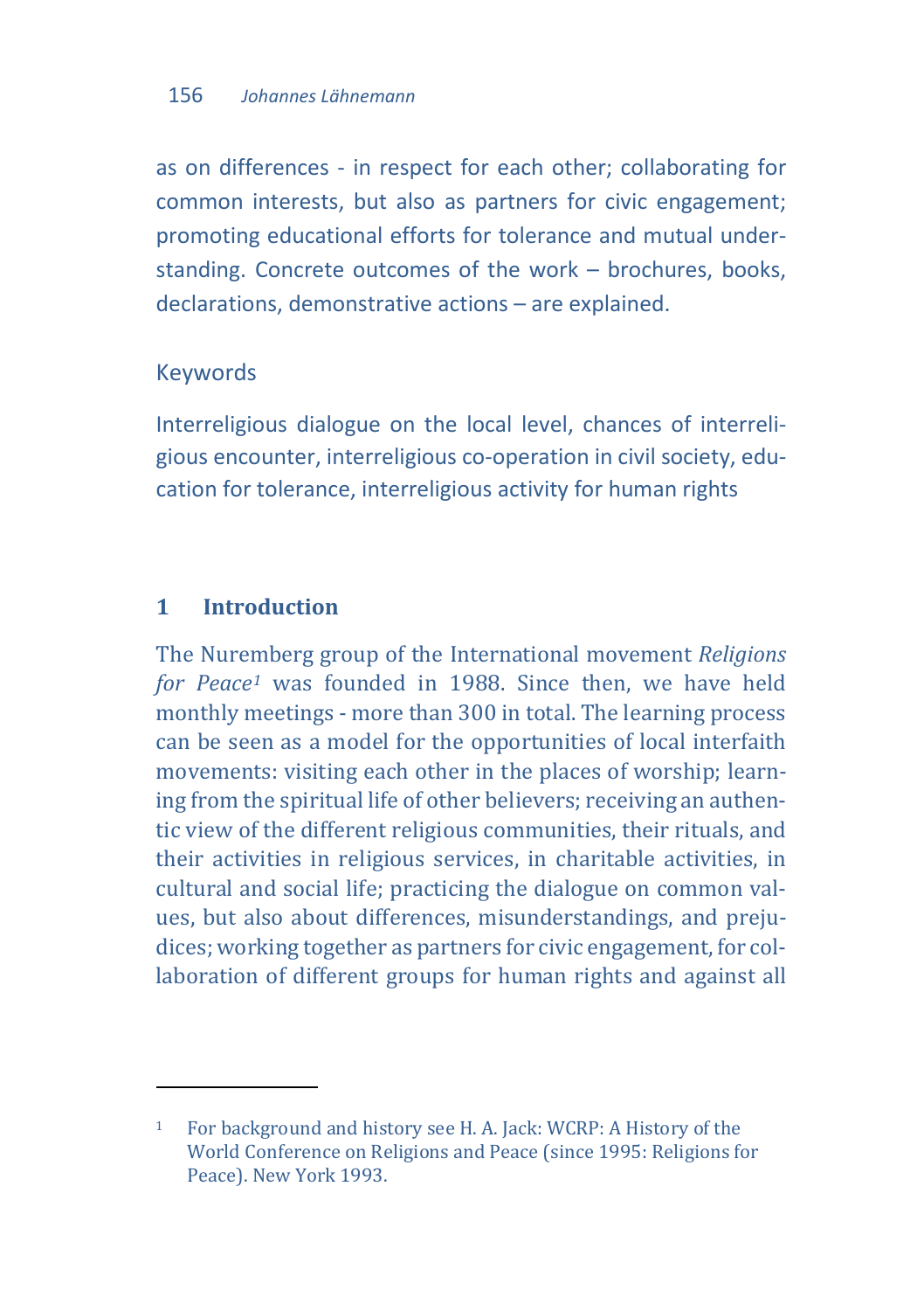as on differences - in respect for each other; collaborating for common interests, but also as partners for civic engagement; promoting educational efforts for tolerance and mutual understanding. Concrete outcomes of the work – brochures, books, declarations, demonstrative actions – are explained.

### Keywords

Interreligious dialogue on the local level, chances of interreligious encounter, interreligious co-operation in civil society, education for tolerance, interreligious activity for human rights

## 1 Introduction

The Nuremberg group of the International movement *Religions for Peace*[1] was founded in 1988. Since then, we have held monthly meetings - more than 300 in total. The learning process can be seen as a model for the opportunities of local interfaith movements: visiting each other in the places of worship; learning from the spiritual life of other believers; receiving an authentic view of the different religious communities, their rituals, and their activities in religious services, in charitable activities, in cultural and social life; practicing the dialogue on common values, but also about differences, misunderstandings, and prejudices; working together as partners for civic engagement, for collaboration of different groups for human rights and against all

---

[1] For background and history see H. A. Jack: WCRP: A History of the World Conference on Religions and Peace (since 1995: Religions for Peace). New York 1993.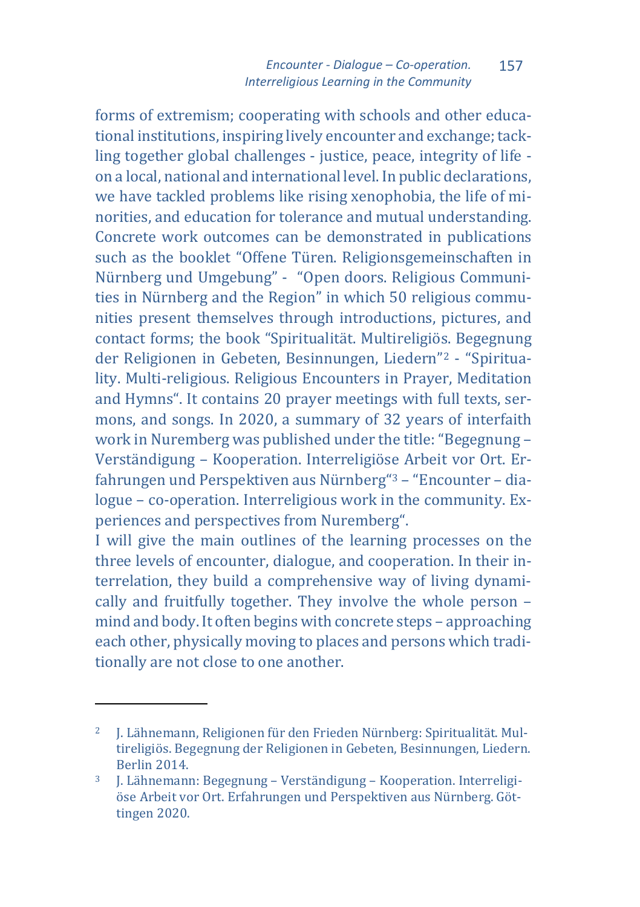forms of extremism; cooperating with schools and other educational institutions, inspiring lively encounter and exchange; tackling together global challenges - justice, peace, integrity of life - on a local, national and international level. In public declarations, we have tackled problems like rising xenophobia, the life of minorities, and education for tolerance and mutual understanding. Concrete work outcomes can be demonstrated in publications such as the booklet "Offene Türen. Religionsgemeinschaften in Nürnberg und Umgebung" - "Open doors. Religious Communities in Nürnberg and the Region" in which 50 religious communities present themselves through introductions, pictures, and contact forms; the book "Spiritualität. Multireligiös. Begegnung der Religionen in Gebeten, Besinnungen, Liedern"[2] - "Spirituality. Multi-religious. Religious Encounters in Prayer, Meditation and Hymns". It contains 20 prayer meetings with full texts, sermons, and songs. In 2020, a summary of 32 years of interfaith work in Nuremberg was published under the title: "Begegnung – Verständigung – Kooperation. Interreligiöse Arbeit vor Ort. Erfahrungen und Perspektiven aus Nürnberg"[3] – "Encounter – dialogue – co-operation. Interreligious work in the community. Experiences and perspectives from Nuremberg".

I will give the main outlines of the learning processes on the three levels of encounter, dialogue, and cooperation. In their interrelation, they build a comprehensive way of living dynamically and fruitfully together. They involve the whole person – mind and body. It often begins with concrete steps – approaching each other, physically moving to places and persons which traditionally are not close to one another.

---

[2] J. Lähnemann, Religionen für den Frieden Nürnberg: Spiritualität. Multireligiös. Begegnung der Religionen in Gebeten, Besinnungen, Liedern. Berlin 2014.

[3] J. Lähnemann: Begegnung – Verständigung – Kooperation. Interreligiöse Arbeit vor Ort. Erfahrungen und Perspektiven aus Nürnberg. Göttingen 2020.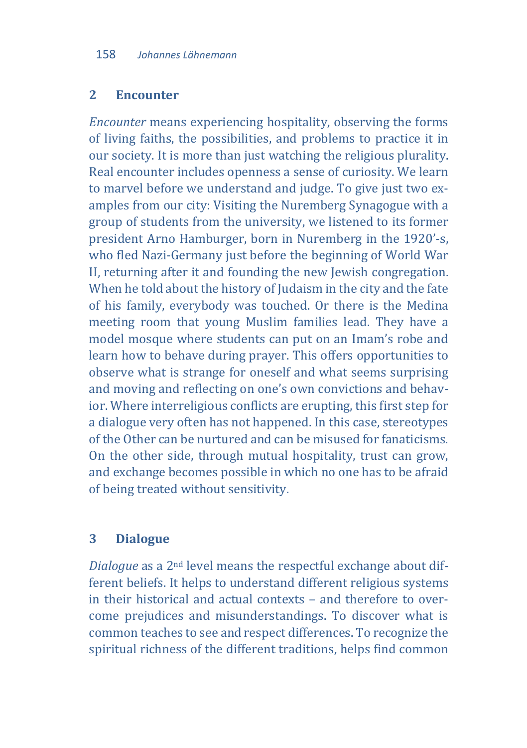## 2 Encounter

*Encounter* means experiencing hospitality, observing the forms of living faiths, the possibilities, and problems to practice it in our society. It is more than just watching the religious plurality. Real encounter includes openness a sense of curiosity. We learn to marvel before we understand and judge. To give just two examples from our city: Visiting the Nuremberg Synagogue with a group of students from the university, we listened to its former president Arno Hamburger, born in Nuremberg in the 1920'-s, who fled Nazi-Germany just before the beginning of World War II, returning after it and founding the new Jewish congregation. When he told about the history of Judaism in the city and the fate of his family, everybody was touched. Or there is the Medina meeting room that young Muslim families lead. They have a model mosque where students can put on an Imam's robe and learn how to behave during prayer. This offers opportunities to observe what is strange for oneself and what seems surprising and moving and reflecting on one's own convictions and behavior. Where interreligious conflicts are erupting, this first step for a dialogue very often has not happened. In this case, stereotypes of the Other can be nurtured and can be misused for fanaticisms. On the other side, through mutual hospitality, trust can grow, and exchange becomes possible in which no one has to be afraid of being treated without sensitivity.

## 3 Dialogue

*Dialogue* as a 2nd level means the respectful exchange about different beliefs. It helps to understand different religious systems in their historical and actual contexts – and therefore to overcome prejudices and misunderstandings. To discover what is common teaches to see and respect differences. To recognize the spiritual richness of the different traditions, helps find common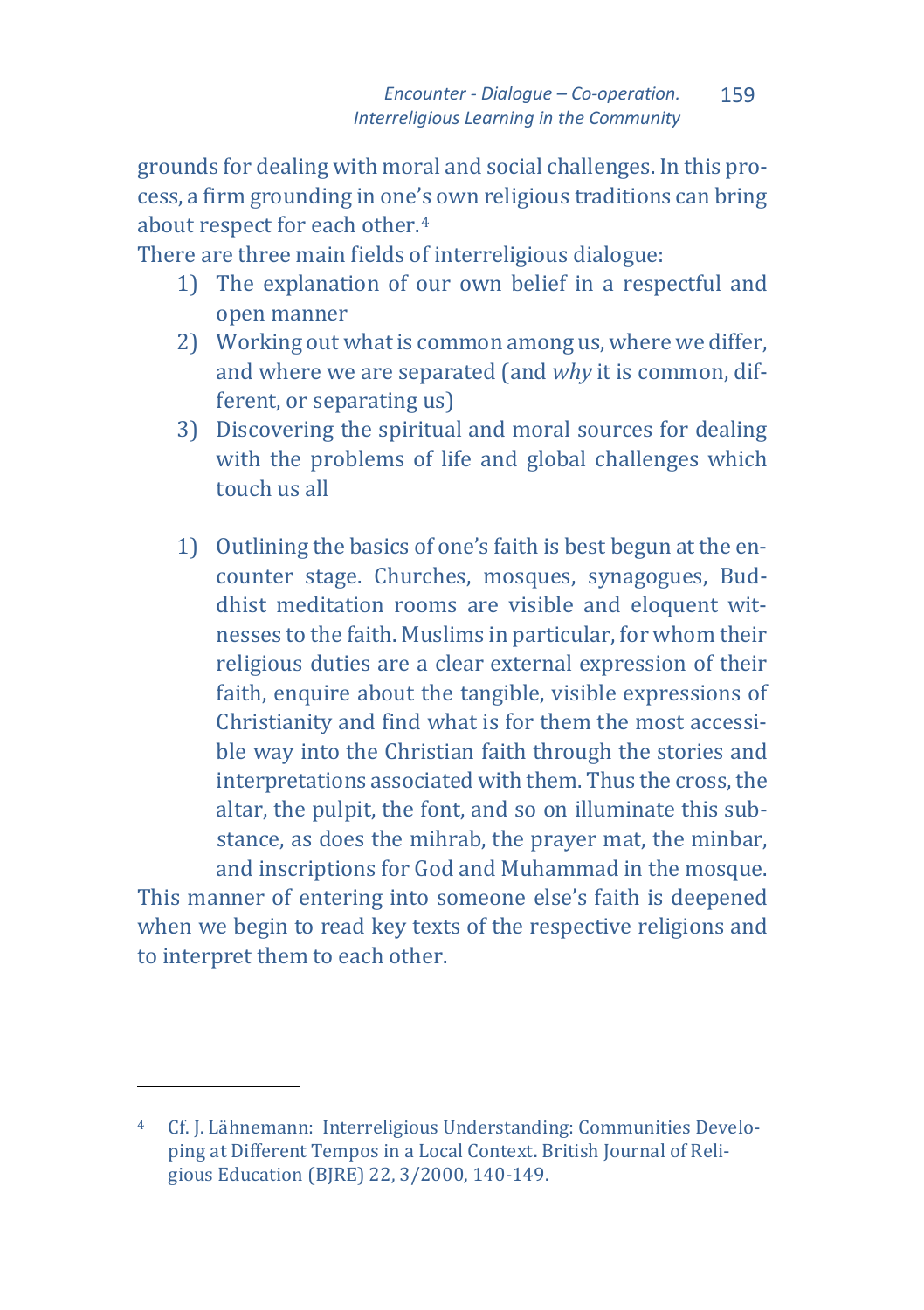grounds for dealing with moral and social challenges. In this process, a firm grounding in one's own religious traditions can bring about respect for each other.[4]

There are three main fields of interreligious dialogue:

1) The explanation of our own belief in a respectful and open manner
2) Working out what is common among us, where we differ, and where we are separated (and *why* it is common, different, or separating us)
3) Discovering the spiritual and moral sources for dealing with the problems of life and global challenges which touch us all

1) Outlining the basics of one's faith is best begun at the encounter stage. Churches, mosques, synagogues, Buddhist meditation rooms are visible and eloquent witnesses to the faith. Muslims in particular, for whom their religious duties are a clear external expression of their faith, enquire about the tangible, visible expressions of Christianity and find what is for them the most accessible way into the Christian faith through the stories and interpretations associated with them. Thus the cross, the altar, the pulpit, the font, and so on illuminate this substance, as does the mihrab, the prayer mat, the minbar, and inscriptions for God and Muhammad in the mosque.

This manner of entering into someone else's faith is deepened when we begin to read key texts of the respective religions and to interpret them to each other.

---

[4] Cf. J. Lähnemann: Interreligious Understanding: Communities Developing at Different Tempos in a Local Context**.** British Journal of Religious Education (BJRE) 22, 3/2000, 140-149.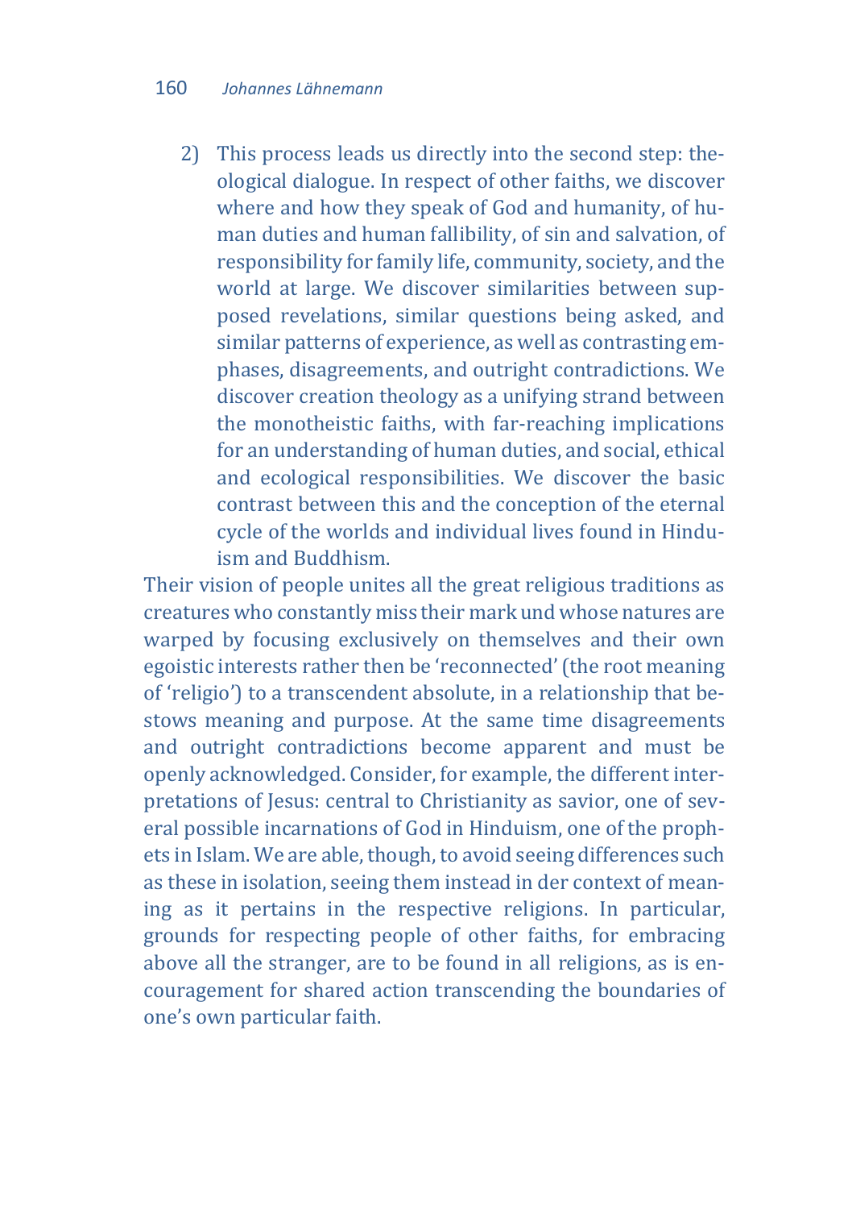2) This process leads us directly into the second step: theological dialogue. In respect of other faiths, we discover where and how they speak of God and humanity, of human duties and human fallibility, of sin and salvation, of responsibility for family life, community, society, and the world at large. We discover similarities between supposed revelations, similar questions being asked, and similar patterns of experience, as well as contrasting emphases, disagreements, and outright contradictions. We discover creation theology as a unifying strand between the monotheistic faiths, with far-reaching implications for an understanding of human duties, and social, ethical and ecological responsibilities. We discover the basic contrast between this and the conception of the eternal cycle of the worlds and individual lives found in Hinduism and Buddhism.

Their vision of people unites all the great religious traditions as creatures who constantly miss their mark und whose natures are warped by focusing exclusively on themselves and their own egoistic interests rather then be 'reconnected' (the root meaning of 'religio') to a transcendent absolute, in a relationship that bestows meaning and purpose. At the same time disagreements and outright contradictions become apparent and must be openly acknowledged. Consider, for example, the different interpretations of Jesus: central to Christianity as savior, one of several possible incarnations of God in Hinduism, one of the prophets in Islam. We are able, though, to avoid seeing differences such as these in isolation, seeing them instead in der context of meaning as it pertains in the respective religions. In particular, grounds for respecting people of other faiths, for embracing above all the stranger, are to be found in all religions, as is encouragement for shared action transcending the boundaries of one's own particular faith.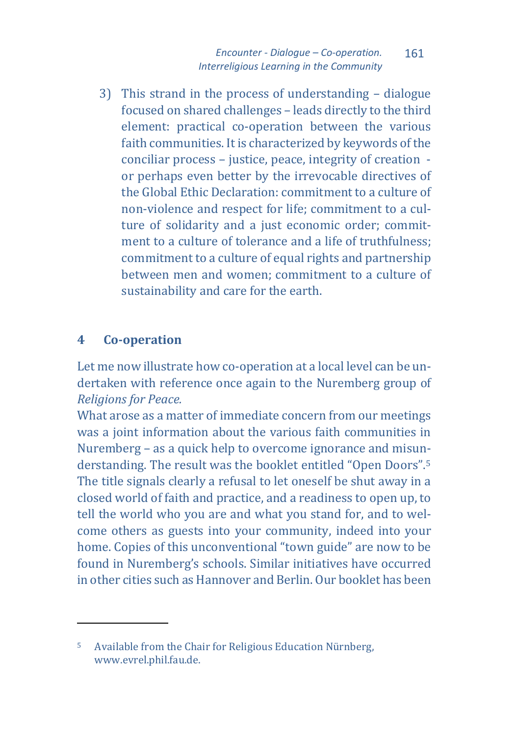3) This strand in the process of understanding – dialogue focused on shared challenges – leads directly to the third element: practical co-operation between the various faith communities. It is characterized by keywords of the conciliar process – justice, peace, integrity of creation - or perhaps even better by the irrevocable directives of the Global Ethic Declaration: commitment to a culture of non-violence and respect for life; commitment to a culture of solidarity and a just economic order; commitment to a culture of tolerance and a life of truthfulness; commitment to a culture of equal rights and partnership between men and women; commitment to a culture of sustainability and care for the earth.

## 4 Co-operation

Let me now illustrate how co-operation at a local level can be undertaken with reference once again to the Nuremberg group of *Religions for Peace.*

What arose as a matter of immediate concern from our meetings was a joint information about the various faith communities in Nuremberg – as a quick help to overcome ignorance and misunderstanding. The result was the booklet entitled "Open Doors".[5] The title signals clearly a refusal to let oneself be shut away in a closed world of faith and practice, and a readiness to open up, to tell the world who you are and what you stand for, and to welcome others as guests into your community, indeed into your home. Copies of this unconventional "town guide" are now to be found in Nuremberg's schools. Similar initiatives have occurred in other cities such as Hannover and Berlin. Our booklet has been

[5] Available from the Chair for Religious Education Nürnberg, www.evrel.phil.fau.de.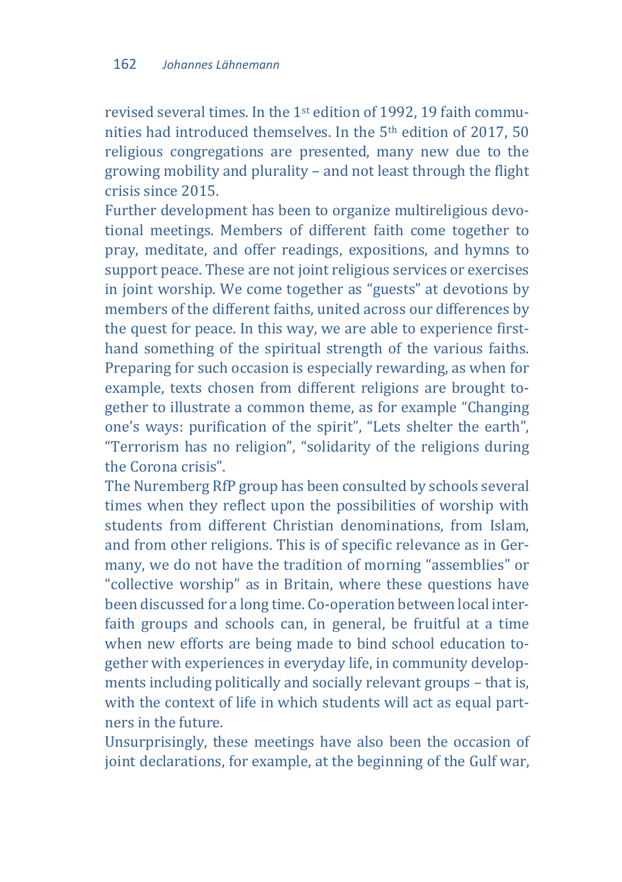revised several times. In the 1st edition of 1992, 19 faith communities had introduced themselves. In the 5th edition of 2017, 50 religious congregations are presented, many new due to the growing mobility and plurality – and not least through the flight crisis since 2015.

Further development has been to organize multireligious devotional meetings. Members of different faith come together to pray, meditate, and offer readings, expositions, and hymns to support peace. These are not joint religious services or exercises in joint worship. We come together as "guests" at devotions by members of the different faiths, united across our differences by the quest for peace. In this way, we are able to experience first-hand something of the spiritual strength of the various faiths. Preparing for such occasion is especially rewarding, as when for example, texts chosen from different religions are brought together to illustrate a common theme, as for example "Changing one's ways: purification of the spirit", "Lets shelter the earth", "Terrorism has no religion", "solidarity of the religions during the Corona crisis".

The Nuremberg RfP group has been consulted by schools several times when they reflect upon the possibilities of worship with students from different Christian denominations, from Islam, and from other religions. This is of specific relevance as in Germany, we do not have the tradition of morning "assemblies" or "collective worship" as in Britain, where these questions have been discussed for a long time. Co-operation between local interfaith groups and schools can, in general, be fruitful at a time when new efforts are being made to bind school education together with experiences in everyday life, in community developments including politically and socially relevant groups – that is, with the context of life in which students will act as equal partners in the future.

Unsurprisingly, these meetings have also been the occasion of joint declarations, for example, at the beginning of the Gulf war,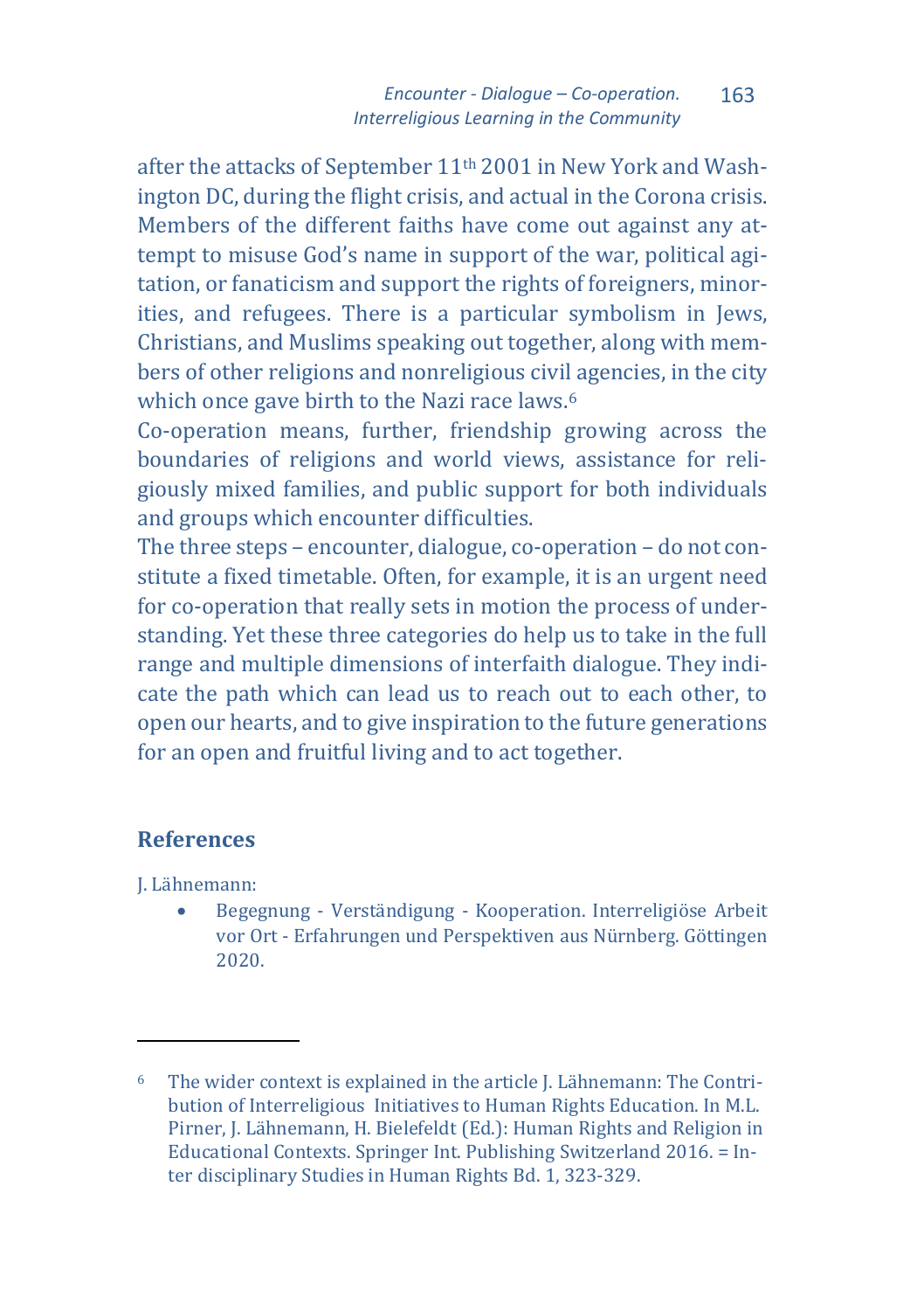after the attacks of September 11th 2001 in New York and Washington DC, during the flight crisis, and actual in the Corona crisis. Members of the different faiths have come out against any attempt to misuse God's name in support of the war, political agitation, or fanaticism and support the rights of foreigners, minorities, and refugees. There is a particular symbolism in Jews, Christians, and Muslims speaking out together, along with members of other religions and nonreligious civil agencies, in the city which once gave birth to the Nazi race laws.[6]

Co-operation means, further, friendship growing across the boundaries of religions and world views, assistance for religiously mixed families, and public support for both individuals and groups which encounter difficulties.

The three steps – encounter, dialogue, co-operation – do not constitute a fixed timetable. Often, for example, it is an urgent need for co-operation that really sets in motion the process of understanding. Yet these three categories do help us to take in the full range and multiple dimensions of interfaith dialogue. They indicate the path which can lead us to reach out to each other, to open our hearts, and to give inspiration to the future generations for an open and fruitful living and to act together.

## References

J. Lähnemann:

- Begegnung - Verständigung - Kooperation. Interreligiöse Arbeit vor Ort - Erfahrungen und Perspektiven aus Nürnberg. Göttingen 2020.

---

[6] The wider context is explained in the article J. Lähnemann: The Contribution of Interreligious Initiatives to Human Rights Education. In M.L. Pirner, J. Lähnemann, H. Bielefeldt (Ed.): Human Rights and Religion in Educational Contexts. Springer Int. Publishing Switzerland 2016. = Inter disciplinary Studies in Human Rights Bd. 1, 323-329.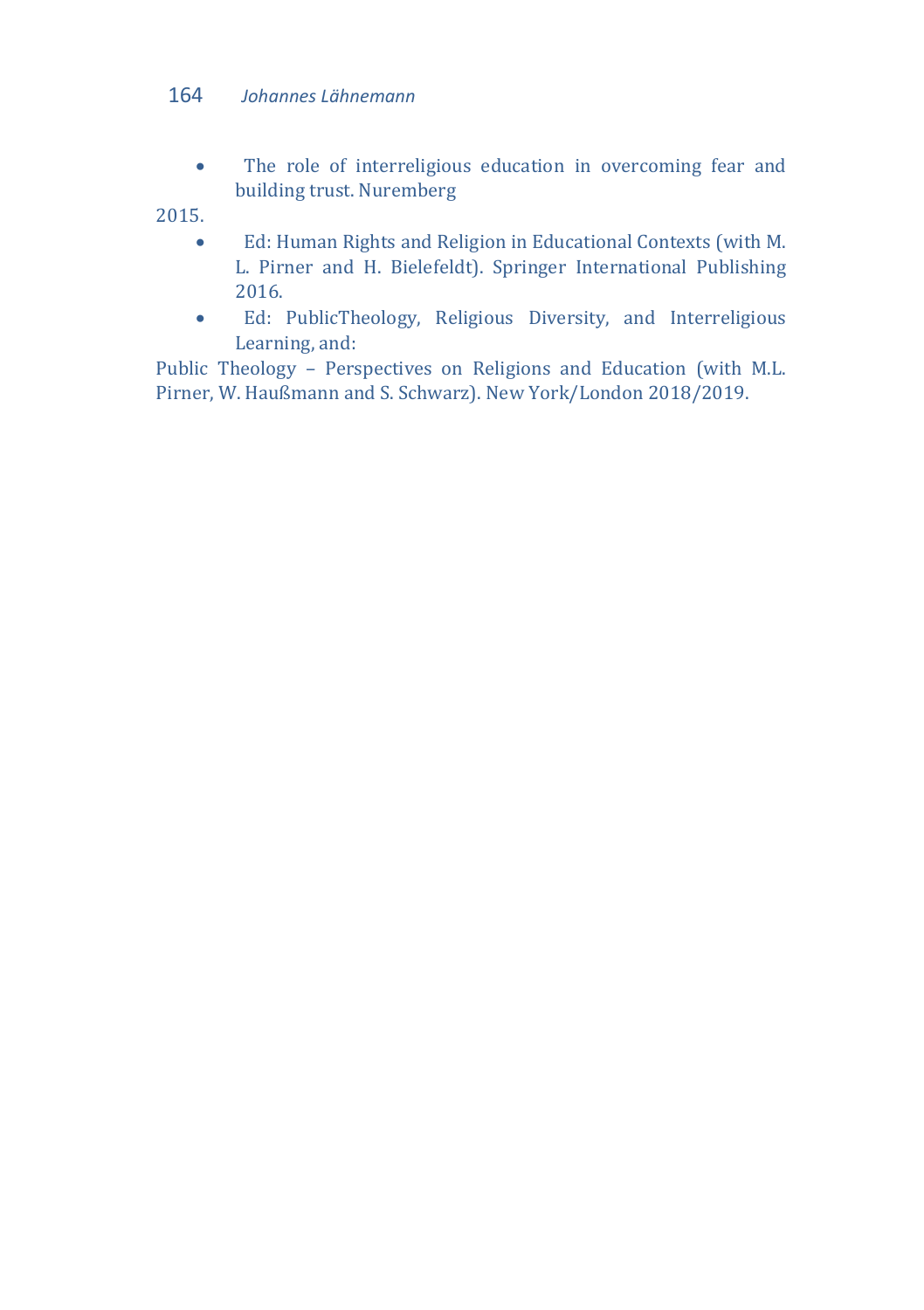- The role of interreligious education in overcoming fear and building trust. Nuremberg

2015.

- Ed: Human Rights and Religion in Educational Contexts (with M. L. Pirner and H. Bielefeldt). Springer International Publishing 2016.
- Ed: PublicTheology, Religious Diversity, and Interreligious Learning, and:

Public Theology – Perspectives on Religions and Education (with M.L. Pirner, W. Haußmann and S. Schwarz). New York/London 2018/2019.